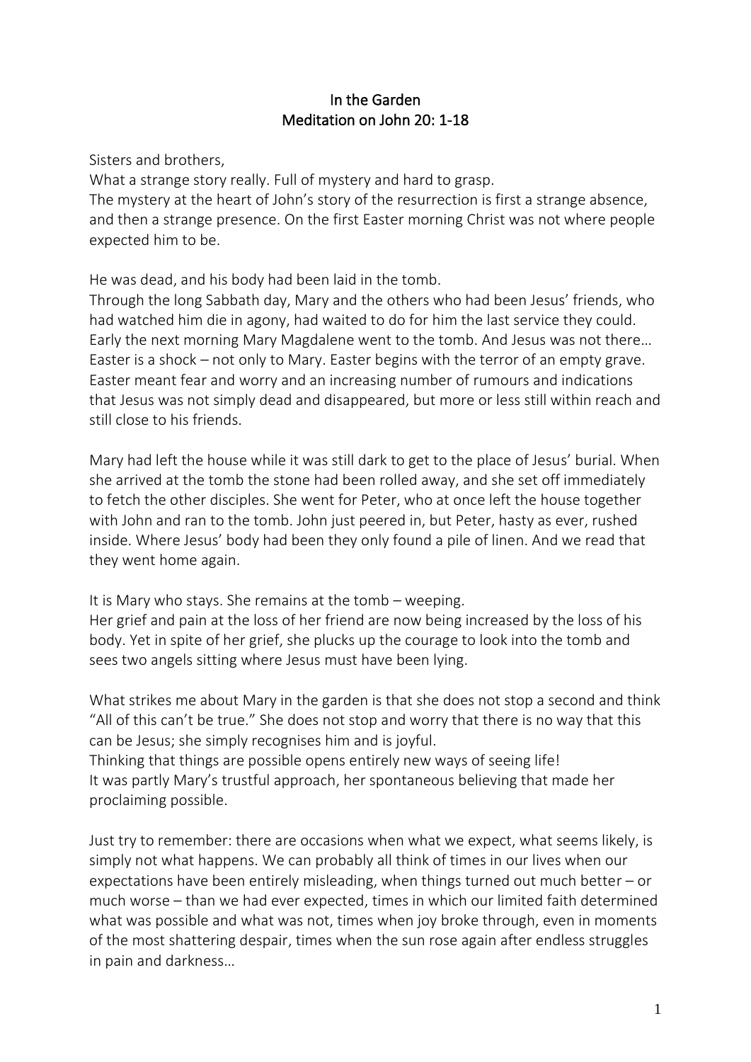# In the Garden
## Meditation on John 20: 1-18

Sisters and brothers,
What a strange story really. Full of mystery and hard to grasp.
The mystery at the heart of John's story of the resurrection is first a strange absence, and then a strange presence. On the first Easter morning Christ was not where people expected him to be.

He was dead, and his body had been laid in the tomb.
Through the long Sabbath day, Mary and the others who had been Jesus' friends, who had watched him die in agony, had waited to do for him the last service they could. Early the next morning Mary Magdalene went to the tomb. And Jesus was not there… Easter is a shock – not only to Mary. Easter begins with the terror of an empty grave. Easter meant fear and worry and an increasing number of rumours and indications that Jesus was not simply dead and disappeared, but more or less still within reach and still close to his friends.

Mary had left the house while it was still dark to get to the place of Jesus' burial. When she arrived at the tomb the stone had been rolled away, and she set off immediately to fetch the other disciples. She went for Peter, who at once left the house together with John and ran to the tomb. John just peered in, but Peter, hasty as ever, rushed inside. Where Jesus' body had been they only found a pile of linen. And we read that they went home again.

It is Mary who stays. She remains at the tomb – weeping.
Her grief and pain at the loss of her friend are now being increased by the loss of his body. Yet in spite of her grief, she plucks up the courage to look into the tomb and sees two angels sitting where Jesus must have been lying.

What strikes me about Mary in the garden is that she does not stop a second and think "All of this can't be true." She does not stop and worry that there is no way that this can be Jesus; she simply recognises him and is joyful.
Thinking that things are possible opens entirely new ways of seeing life!
It was partly Mary's trustful approach, her spontaneous believing that made her proclaiming possible.

Just try to remember: there are occasions when what we expect, what seems likely, is simply not what happens. We can probably all think of times in our lives when our expectations have been entirely misleading, when things turned out much better – or much worse – than we had ever expected, times in which our limited faith determined what was possible and what was not, times when joy broke through, even in moments of the most shattering despair, times when the sun rose again after endless struggles in pain and darkness…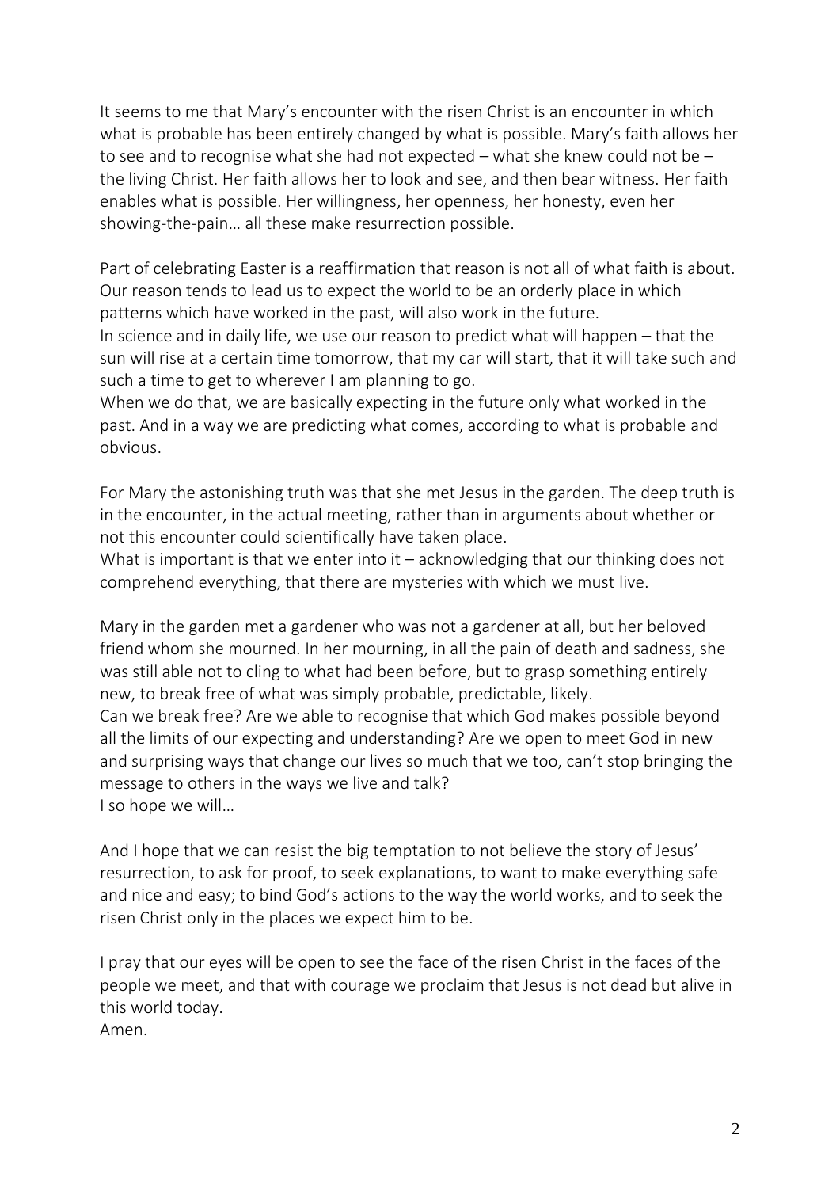It seems to me that Mary's encounter with the risen Christ is an encounter in which what is probable has been entirely changed by what is possible. Mary's faith allows her to see and to recognise what she had not expected – what she knew could not be – the living Christ. Her faith allows her to look and see, and then bear witness. Her faith enables what is possible. Her willingness, her openness, her honesty, even her showing-the-pain… all these make resurrection possible.

Part of celebrating Easter is a reaffirmation that reason is not all of what faith is about. Our reason tends to lead us to expect the world to be an orderly place in which patterns which have worked in the past, will also work in the future.
In science and in daily life, we use our reason to predict what will happen – that the sun will rise at a certain time tomorrow, that my car will start, that it will take such and such a time to get to wherever I am planning to go.
When we do that, we are basically expecting in the future only what worked in the past. And in a way we are predicting what comes, according to what is probable and obvious.

For Mary the astonishing truth was that she met Jesus in the garden. The deep truth is in the encounter, in the actual meeting, rather than in arguments about whether or not this encounter could scientifically have taken place.
What is important is that we enter into it – acknowledging that our thinking does not comprehend everything, that there are mysteries with which we must live.

Mary in the garden met a gardener who was not a gardener at all, but her beloved friend whom she mourned. In her mourning, in all the pain of death and sadness, she was still able not to cling to what had been before, but to grasp something entirely new, to break free of what was simply probable, predictable, likely.
Can we break free? Are we able to recognise that which God makes possible beyond all the limits of our expecting and understanding? Are we open to meet God in new and surprising ways that change our lives so much that we too, can't stop bringing the message to others in the ways we live and talk?
I so hope we will…

And I hope that we can resist the big temptation to not believe the story of Jesus' resurrection, to ask for proof, to seek explanations, to want to make everything safe and nice and easy; to bind God's actions to the way the world works, and to seek the risen Christ only in the places we expect him to be.

I pray that our eyes will be open to see the face of the risen Christ in the faces of the people we meet, and that with courage we proclaim that Jesus is not dead but alive in this world today.
Amen.